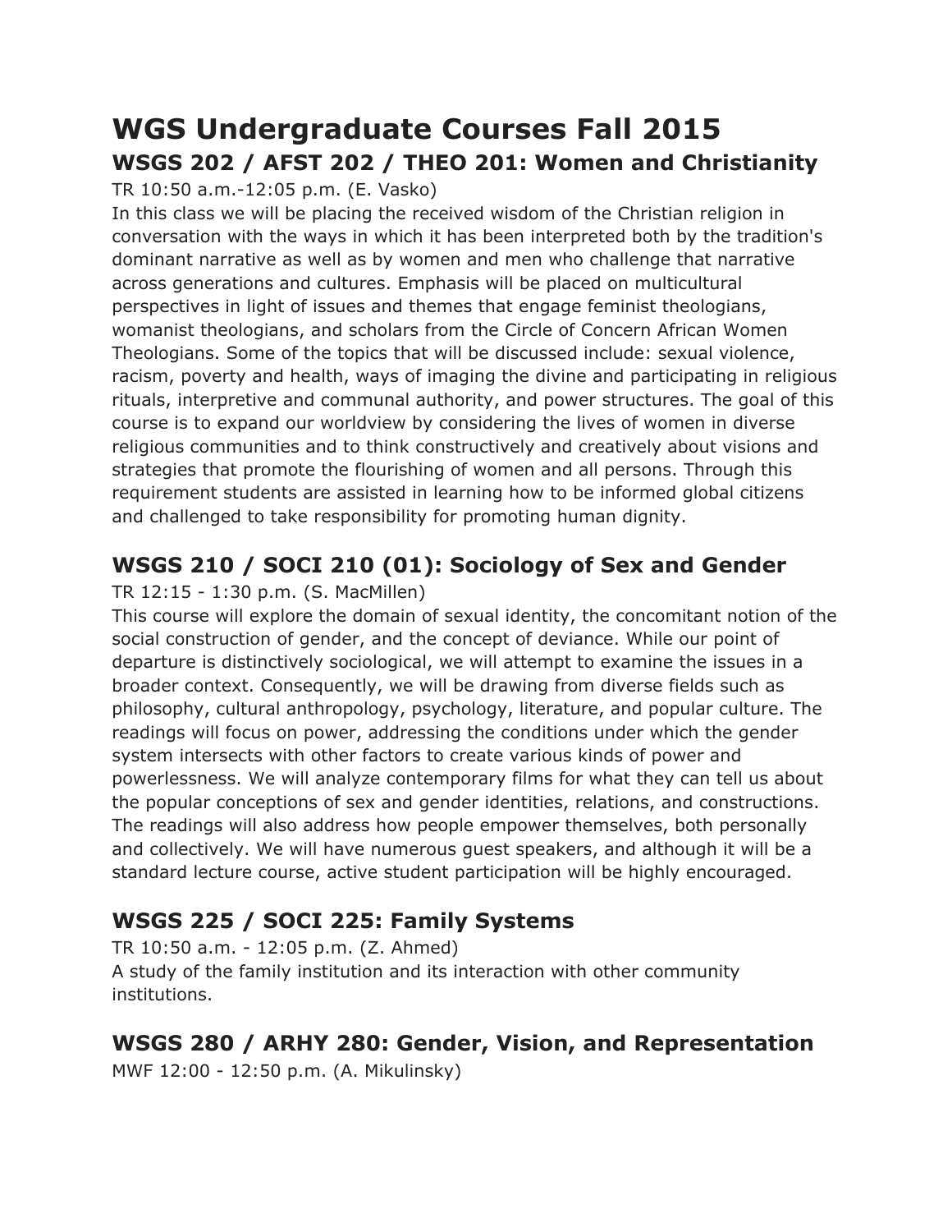# WGS Undergraduate Courses Fall 2015

## WSGS 202 / AFST 202 / THEO 201: Women and Christianity

TR 10:50 a.m.-12:05 p.m. (E. Vasko)

In this class we will be placing the received wisdom of the Christian religion in conversation with the ways in which it has been interpreted both by the tradition's dominant narrative as well as by women and men who challenge that narrative across generations and cultures. Emphasis will be placed on multicultural perspectives in light of issues and themes that engage feminist theologians, womanist theologians, and scholars from the Circle of Concern African Women Theologians. Some of the topics that will be discussed include: sexual violence, racism, poverty and health, ways of imaging the divine and participating in religious rituals, interpretive and communal authority, and power structures. The goal of this course is to expand our worldview by considering the lives of women in diverse religious communities and to think constructively and creatively about visions and strategies that promote the flourishing of women and all persons. Through this requirement students are assisted in learning how to be informed global citizens and challenged to take responsibility for promoting human dignity.

## WSGS 210 / SOCI 210 (01): Sociology of Sex and Gender

TR 12:15 - 1:30 p.m. (S. MacMillen)

This course will explore the domain of sexual identity, the concomitant notion of the social construction of gender, and the concept of deviance. While our point of departure is distinctively sociological, we will attempt to examine the issues in a broader context. Consequently, we will be drawing from diverse fields such as philosophy, cultural anthropology, psychology, literature, and popular culture. The readings will focus on power, addressing the conditions under which the gender system intersects with other factors to create various kinds of power and powerlessness. We will analyze contemporary films for what they can tell us about the popular conceptions of sex and gender identities, relations, and constructions. The readings will also address how people empower themselves, both personally and collectively. We will have numerous guest speakers, and although it will be a standard lecture course, active student participation will be highly encouraged.

## WSGS 225 / SOCI 225: Family Systems

TR 10:50 a.m. - 12:05 p.m. (Z. Ahmed)

A study of the family institution and its interaction with other community institutions.

## WSGS 280 / ARHY 280: Gender, Vision, and Representation

MWF 12:00 - 12:50 p.m. (A. Mikulinsky)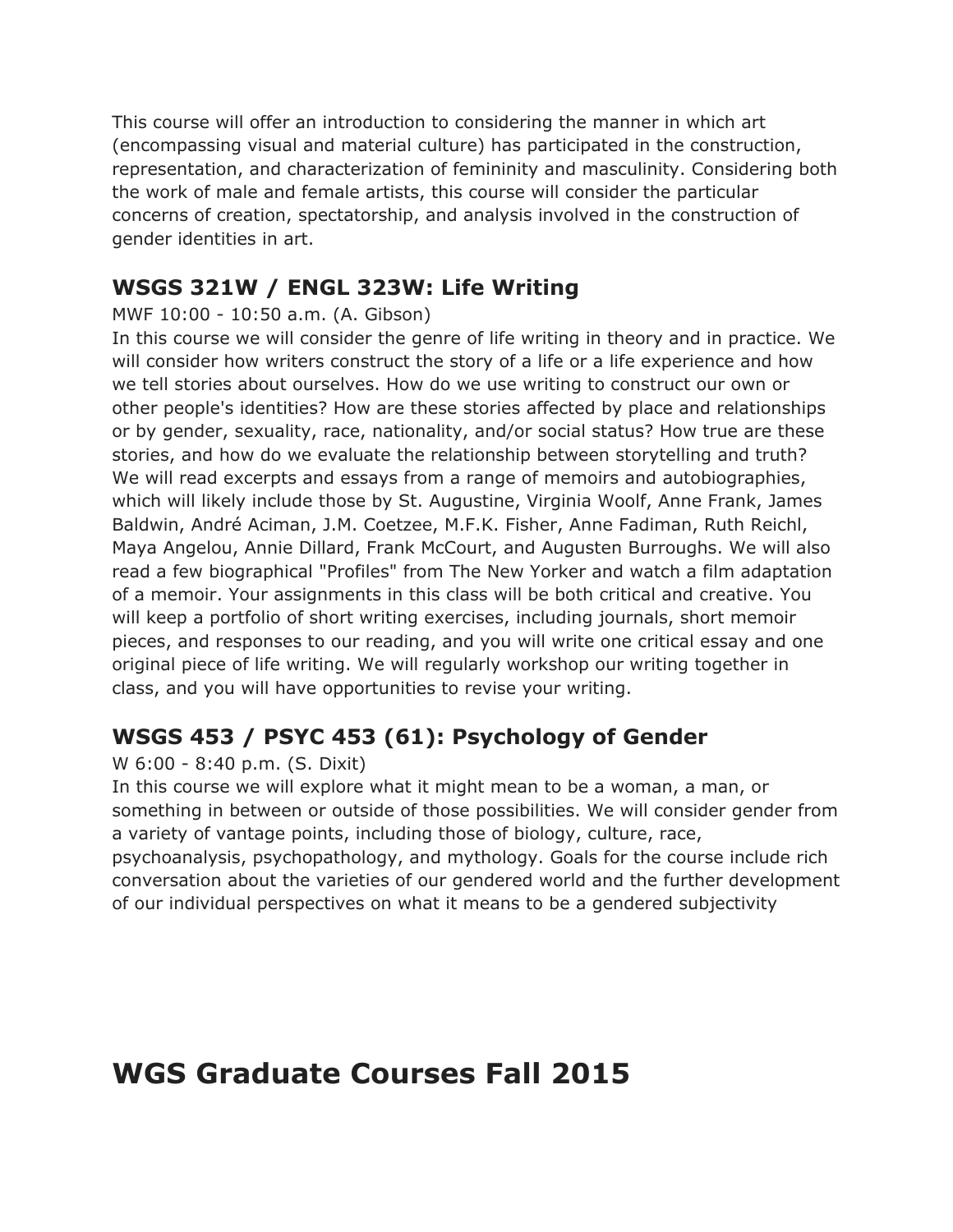This course will offer an introduction to considering the manner in which art (encompassing visual and material culture) has participated in the construction, representation, and characterization of femininity and masculinity. Considering both the work of male and female artists, this course will consider the particular concerns of creation, spectatorship, and analysis involved in the construction of gender identities in art.

### WSGS 321W / ENGL 323W: Life Writing

MWF 10:00 - 10:50 a.m. (A. Gibson)
In this course we will consider the genre of life writing in theory and in practice. We will consider how writers construct the story of a life or a life experience and how we tell stories about ourselves. How do we use writing to construct our own or other people's identities? How are these stories affected by place and relationships or by gender, sexuality, race, nationality, and/or social status? How true are these stories, and how do we evaluate the relationship between storytelling and truth? We will read excerpts and essays from a range of memoirs and autobiographies, which will likely include those by St. Augustine, Virginia Woolf, Anne Frank, James Baldwin, André Aciman, J.M. Coetzee, M.F.K. Fisher, Anne Fadiman, Ruth Reichl, Maya Angelou, Annie Dillard, Frank McCourt, and Augusten Burroughs. We will also read a few biographical "Profiles" from The New Yorker and watch a film adaptation of a memoir. Your assignments in this class will be both critical and creative. You will keep a portfolio of short writing exercises, including journals, short memoir pieces, and responses to our reading, and you will write one critical essay and one original piece of life writing. We will regularly workshop our writing together in class, and you will have opportunities to revise your writing.

### WSGS 453 / PSYC 453 (61): Psychology of Gender

W 6:00 - 8:40 p.m. (S. Dixit)
In this course we will explore what it might mean to be a woman, a man, or something in between or outside of those possibilities. We will consider gender from a variety of vantage points, including those of biology, culture, race, psychoanalysis, psychopathology, and mythology. Goals for the course include rich conversation about the varieties of our gendered world and the further development of our individual perspectives on what it means to be a gendered subjectivity

# WGS Graduate Courses Fall 2015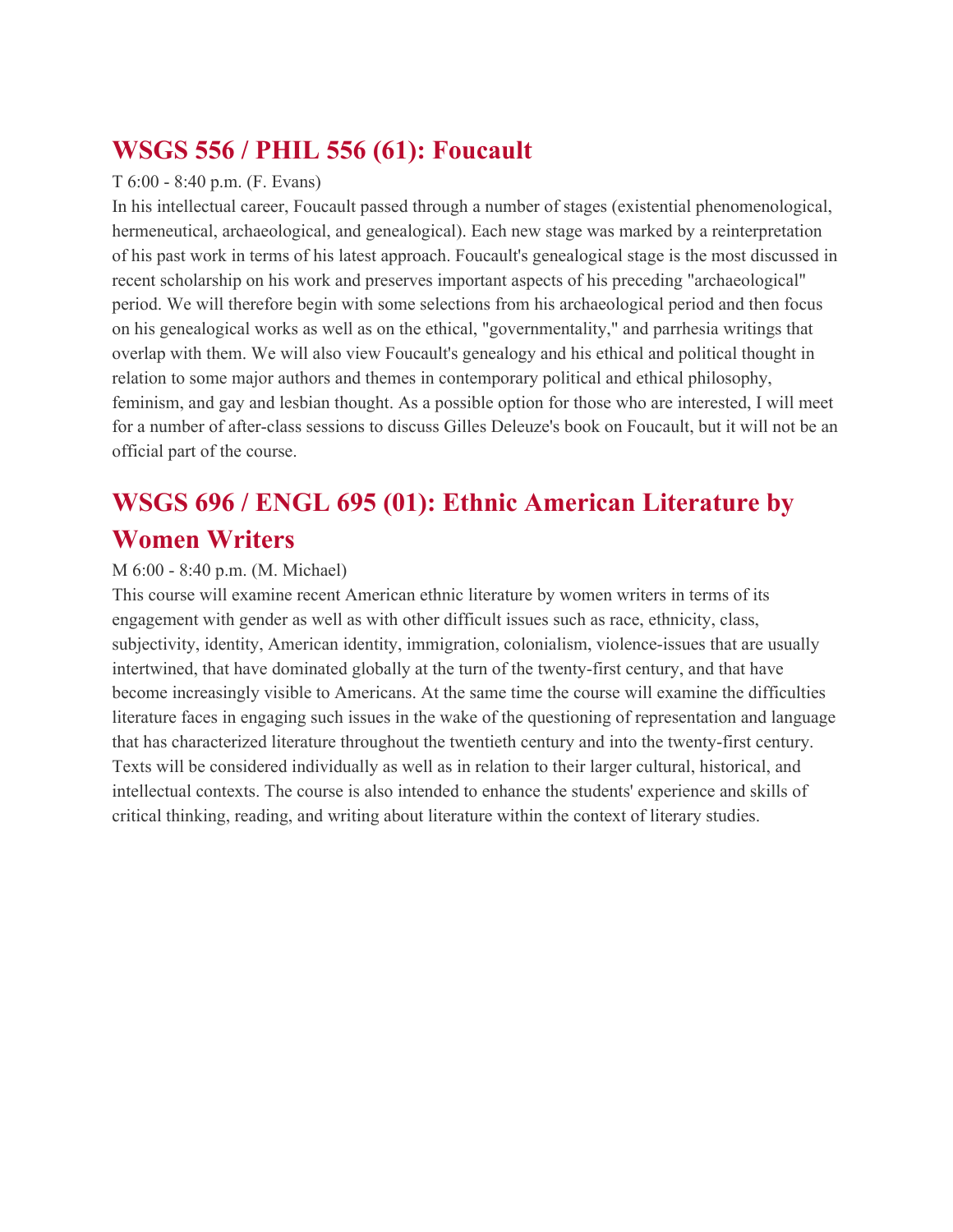## WSGS 556 / PHIL 556 (61): Foucault

T 6:00 - 8:40 p.m. (F. Evans)

In his intellectual career, Foucault passed through a number of stages (existential phenomenological, hermeneutical, archaeological, and genealogical). Each new stage was marked by a reinterpretation of his past work in terms of his latest approach. Foucault's genealogical stage is the most discussed in recent scholarship on his work and preserves important aspects of his preceding "archaeological" period. We will therefore begin with some selections from his archaeological period and then focus on his genealogical works as well as on the ethical, "governmentality," and parrhesia writings that overlap with them. We will also view Foucault's genealogy and his ethical and political thought in relation to some major authors and themes in contemporary political and ethical philosophy, feminism, and gay and lesbian thought. As a possible option for those who are interested, I will meet for a number of after-class sessions to discuss Gilles Deleuze's book on Foucault, but it will not be an official part of the course.

## WSGS 696 / ENGL 695 (01): Ethnic American Literature by Women Writers

M 6:00 - 8:40 p.m. (M. Michael)

This course will examine recent American ethnic literature by women writers in terms of its engagement with gender as well as with other difficult issues such as race, ethnicity, class, subjectivity, identity, American identity, immigration, colonialism, violence-issues that are usually intertwined, that have dominated globally at the turn of the twenty-first century, and that have become increasingly visible to Americans. At the same time the course will examine the difficulties literature faces in engaging such issues in the wake of the questioning of representation and language that has characterized literature throughout the twentieth century and into the twenty-first century. Texts will be considered individually as well as in relation to their larger cultural, historical, and intellectual contexts. The course is also intended to enhance the students' experience and skills of critical thinking, reading, and writing about literature within the context of literary studies.